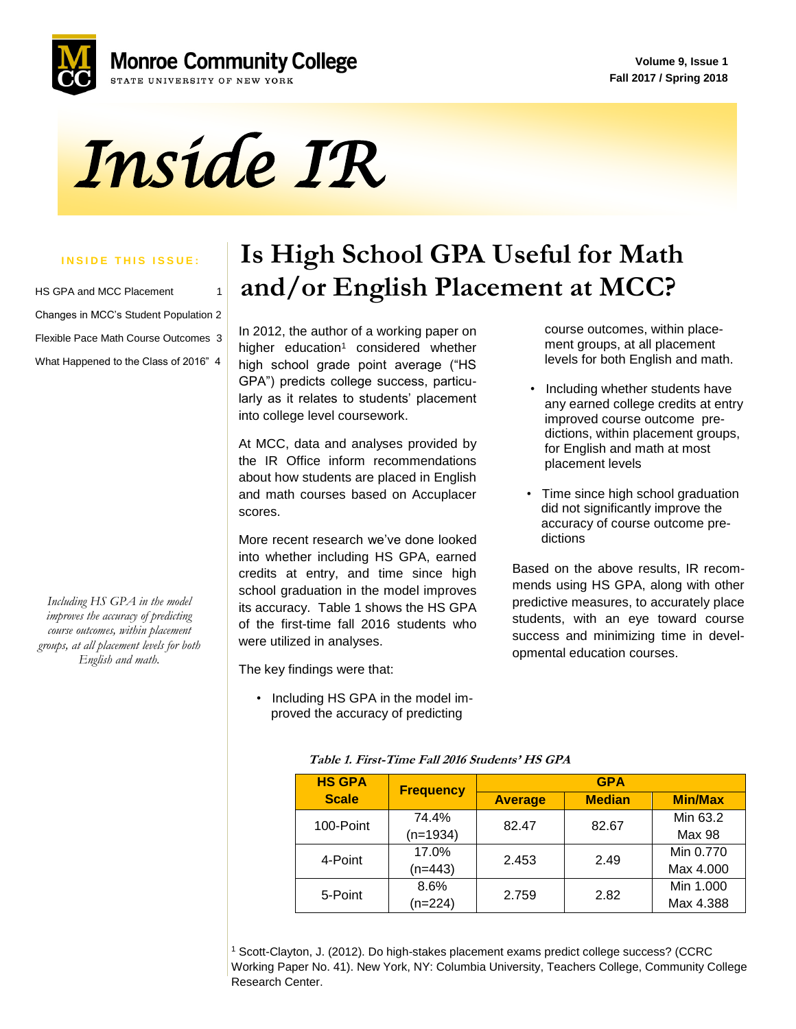# Inside IR

Monroe Community College
STATE UNIVERSITY OF NEW YORK

Volume 9, Issue 1
Fall 2017 / Spring 2018

**INSIDE THIS ISSUE:**

- HS GPA and MCC Placement 1
- Changes in MCC's Student Population 2
- Flexible Pace Math Course Outcomes 3
- What Happened to the Class of 2016" 4

## Is High School GPA Useful for Math and/or English Placement at MCC?

In 2012, the author of a working paper on higher education[1] considered whether high school grade point average ("HS GPA") predicts college success, particularly as it relates to students' placement into college level coursework.

At MCC, data and analyses provided by the IR Office inform recommendations about how students are placed in English and math courses based on Accuplacer scores.

More recent research we've done looked into whether including HS GPA, earned credits at entry, and time since high school graduation in the model improves its accuracy. Table 1 shows the HS GPA of the first-time fall 2016 students who were utilized in analyses.

The key findings were that:

- Including HS GPA in the model improved the accuracy of predicting course outcomes, within placement groups, at all placement levels for both English and math.
- Including whether students have any earned college credits at entry improved course outcome predictions, within placement groups, for English and math at most placement levels
- Time since high school graduation did not significantly improve the accuracy of course outcome predictions

Based on the above results, IR recommends using HS GPA, along with other predictive measures, to accurately place students, with an eye toward course success and minimizing time in developmental education courses.

*Including HS GPA in the model improves the accuracy of predicting course outcomes, within placement groups, at all placement levels for both English and math.*

***Table 1. First-Time Fall 2016 Students' HS GPA***

| HS GPA Scale | Frequency | GPA | | |
|---|---|---|---|---|
| | | Average | Median | Min/Max |
| 100-Point | 74.4% (n=1934) | 82.47 | 82.67 | Min 63.2 Max 98 |
| 4-Point | 17.0% (n=443) | 2.453 | 2.49 | Min 0.770 Max 4.000 |
| 5-Point | 8.6% (n=224) | 2.759 | 2.82 | Min 1.000 Max 4.388 |

[1] Scott-Clayton, J. (2012). Do high-stakes placement exams predict college success? (CCRC Working Paper No. 41). New York, NY: Columbia University, Teachers College, Community College Research Center.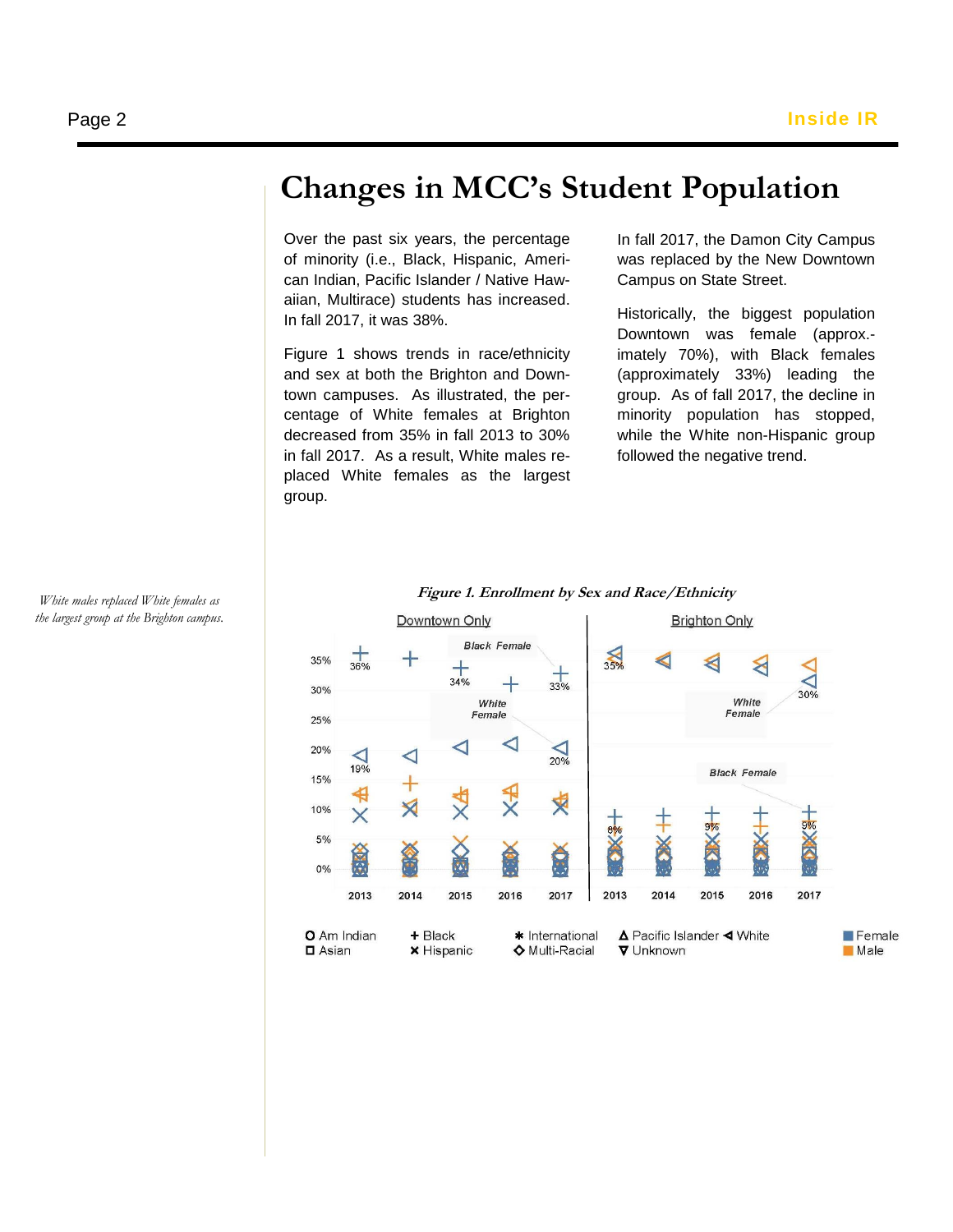# Changes in MCC's Student Population

Over the past six years, the percentage of minority (i.e., Black, Hispanic, American Indian, Pacific Islander / Native Hawaiian, Multirace) students has increased. In fall 2017, it was 38%.

Figure 1 shows trends in race/ethnicity and sex at both the Brighton and Downtown campuses. As illustrated, the percentage of White females at Brighton decreased from 35% in fall 2013 to 30% in fall 2017. As a result, White males replaced White females as the largest group.

In fall 2017, the Damon City Campus was replaced by the New Downtown Campus on State Street.

Historically, the biggest population Downtown was female (approximately 70%), with Black females (approximately 33%) leading the group. As of fall 2017, the decline in minority population has stopped, while the White non-Hispanic group followed the negative trend.

*White males replaced White females as the largest group at the Brighton campus.*

*Figure 1. Enrollment by Sex and Race/Ethnicity*

Downtown Only | Brighton Only

Black Female: 36% (2013), 34% (2015), 33% (2017) Downtown; 8% (2013), 9% (2015), 9% (2017) Brighton

White Female: 19% (2013), 20% (2017) Downtown; 35% (2013), 30% (2017) Brighton

Legend: O Am Indian, ◻ Asian, + Black, × Hispanic, ✱ International, ◇ Multi-Racial, Δ Pacific Islander, ◁ White, ∇ Unknown; Female (blue), Male (orange)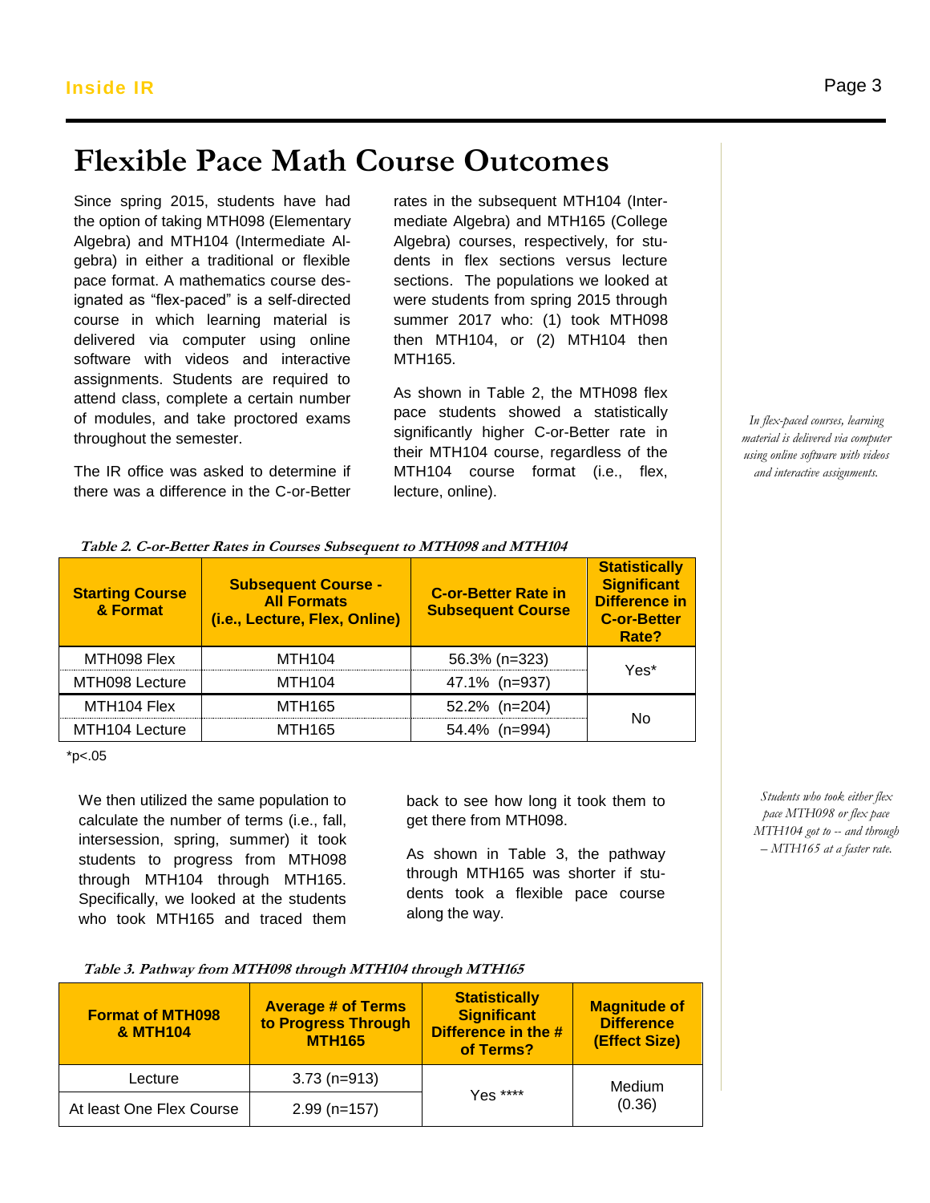# Flexible Pace Math Course Outcomes

Since spring 2015, students have had the option of taking MTH098 (Elementary Algebra) and MTH104 (Intermediate Algebra) in either a traditional or flexible pace format. A mathematics course designated as "flex-paced" is a self-directed course in which learning material is delivered via computer using online software with videos and interactive assignments. Students are required to attend class, complete a certain number of modules, and take proctored exams throughout the semester.

The IR office was asked to determine if there was a difference in the C-or-Better rates in the subsequent MTH104 (Intermediate Algebra) and MTH165 (College Algebra) courses, respectively, for students in flex sections versus lecture sections. The populations we looked at were students from spring 2015 through summer 2017 who: (1) took MTH098 then MTH104, or (2) MTH104 then MTH165.

As shown in Table 2, the MTH098 flex pace students showed a statistically significantly higher C-or-Better rate in their MTH104 course, regardless of the MTH104 course format (i.e., flex, lecture, online).

*In flex-paced courses, learning material is delivered via computer using online software with videos and interactive assignments.*

***Table 2. C-or-Better Rates in Courses Subsequent to MTH098 and MTH104***

| Starting Course & Format | Subsequent Course - All Formats (i.e., Lecture, Flex, Online) | C-or-Better Rate in Subsequent Course | Statistically Significant Difference in C-or-Better Rate? |
|---|---|---|---|
| MTH098 Flex | MTH104 | 56.3% (n=323) | Yes* |
| MTH098 Lecture | MTH104 | 47.1% (n=937) | |
| MTH104 Flex | MTH165 | 52.2% (n=204) | No |
| MTH104 Lecture | MTH165 | 54.4% (n=994) | |

*p<.05

We then utilized the same population to calculate the number of terms (i.e., fall, intersession, spring, summer) it took students to progress from MTH098 through MTH104 through MTH165. Specifically, we looked at the students who took MTH165 and traced them back to see how long it took them to get there from MTH098.

As shown in Table 3, the pathway through MTH165 was shorter if students took a flexible pace course along the way.

*Students who took either flex pace MTH098 or flex pace MTH104 got to -- and through -- MTH165 at a faster rate.*

***Table 3. Pathway from MTH098 through MTH104 through MTH165***

| Format of MTH098 & MTH104 | Average # of Terms to Progress Through MTH165 | Statistically Significant Difference in the # of Terms? | Magnitude of Difference (Effect Size) |
|---|---|---|---|
| Lecture | 3.73 (n=913) | Yes **** | Medium (0.36) |
| At least One Flex Course | 2.99 (n=157) | | |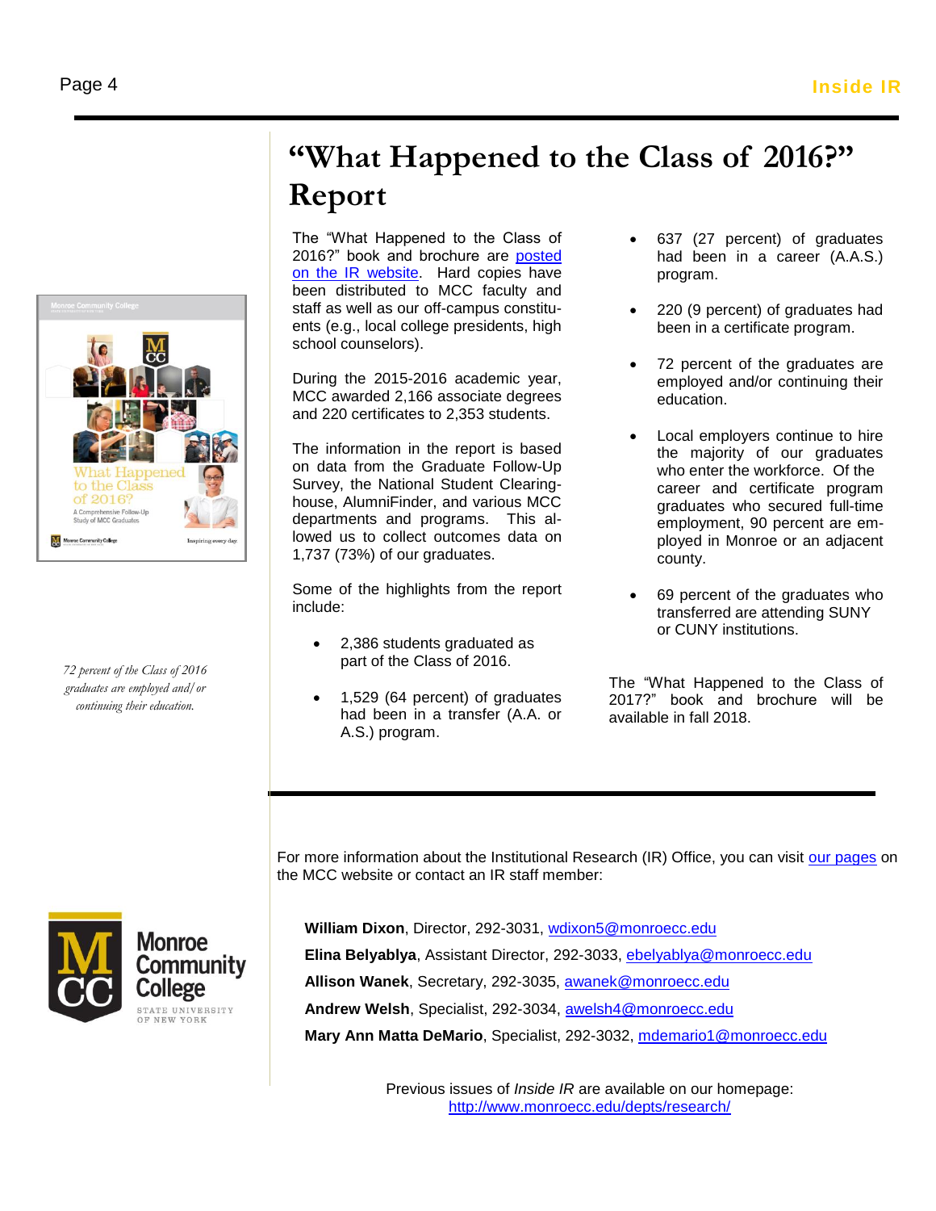# "What Happened to the Class of 2016?" Report

The "What Happened to the Class of 2016?" book and brochure are posted on the IR website. Hard copies have been distributed to MCC faculty and staff as well as our off-campus constituents (e.g., local college presidents, high school counselors).

During the 2015-2016 academic year, MCC awarded 2,166 associate degrees and 220 certificates to 2,353 students.

The information in the report is based on data from the Graduate Follow-Up Survey, the National Student Clearinghouse, AlumniFinder, and various MCC departments and programs. This allowed us to collect outcomes data on 1,737 (73%) of our graduates.

Some of the highlights from the report include:

- 2,386 students graduated as part of the Class of 2016.
- 1,529 (64 percent) of graduates had been in a transfer (A.A. or A.S.) program.
- 637 (27 percent) of graduates had been in a career (A.A.S.) program.
- 220 (9 percent) of graduates had been in a certificate program.
- 72 percent of the graduates are employed and/or continuing their education.
- Local employers continue to hire the majority of our graduates who enter the workforce. Of the career and certificate program graduates who secured full-time employment, 90 percent are employed in Monroe or an adjacent county.
- 69 percent of the graduates who transferred are attending SUNY or CUNY institutions.

The "What Happened to the Class of 2017?" book and brochure will be available in fall 2018.

*72 percent of the Class of 2016 graduates are employed and/or continuing their education.*

---

For more information about the Institutional Research (IR) Office, you can visit our pages on the MCC website or contact an IR staff member:

**William Dixon**, Director, 292-3031, wdixon5@monroecc.edu

**Elina Belyablya**, Assistant Director, 292-3033, ebelyablya@monroecc.edu

**Allison Wanek**, Secretary, 292-3035, awanek@monroecc.edu

**Andrew Welsh**, Specialist, 292-3034, awelsh4@monroecc.edu

**Mary Ann Matta DeMario**, Specialist, 292-3032, mdemario1@monroecc.edu

Monroe Community College
STATE UNIVERSITY OF NEW YORK

Previous issues of *Inside IR* are available on our homepage: http://www.monroecc.edu/depts/research/